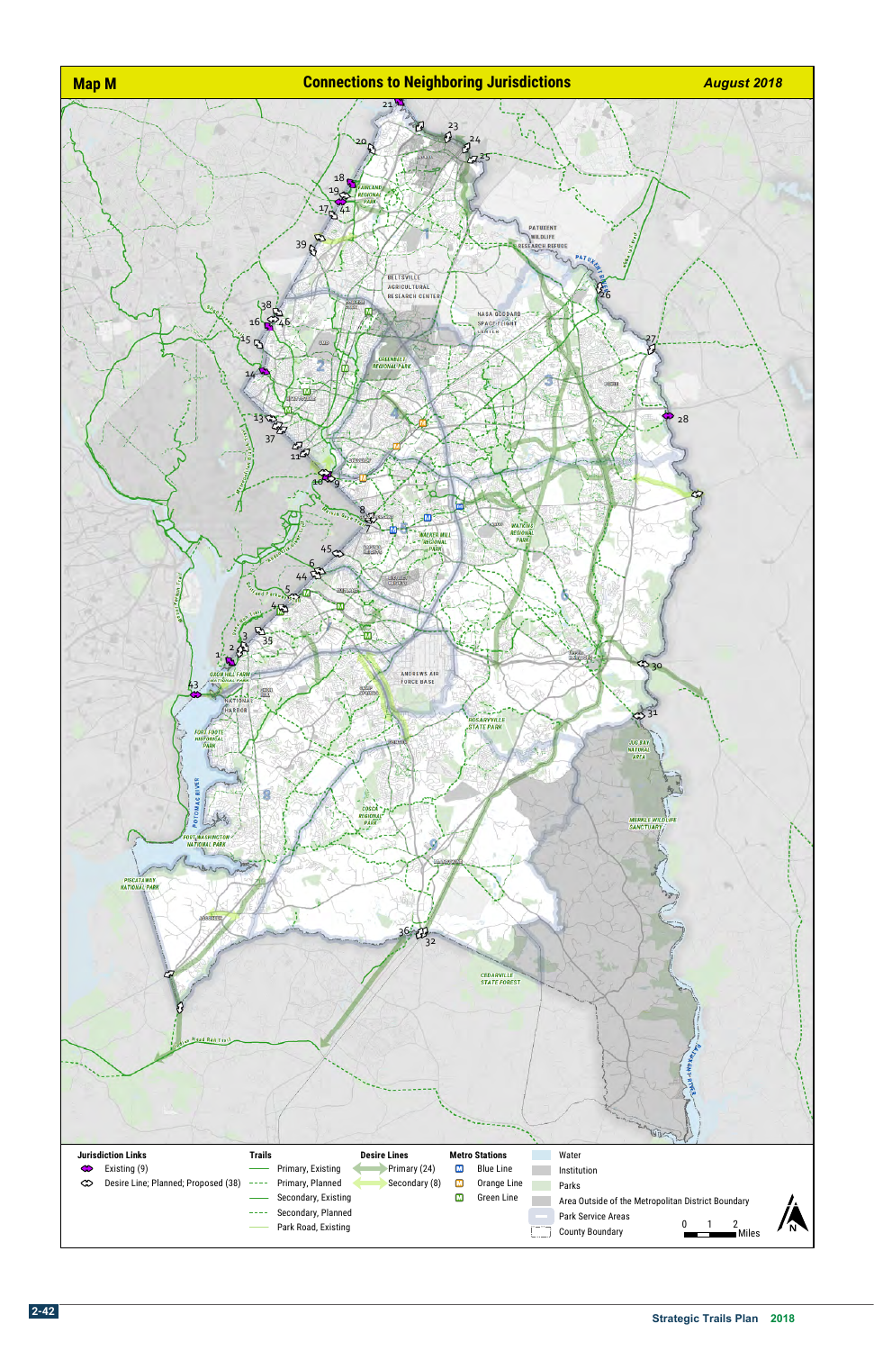# Map M — Connections to Neighboring Jurisdictions

*August 2018*

**Jurisdiction Links**
- Existing (9)
- Desire Line; Planned; Proposed (38)

**Trails**
- Primary, Existing
- Primary, Planned
- Secondary, Existing
- Secondary, Planned
- Park Road, Existing

**Desire Lines**
- Primary (24)
- Secondary (8)

**Metro Stations**
- Blue Line
- Orange Line
- Green Line

- Water
- Institution
- Parks
- Area Outside of the Metropolitan District Boundary
- Park Service Areas
- County Boundary

0 1 2 Miles

N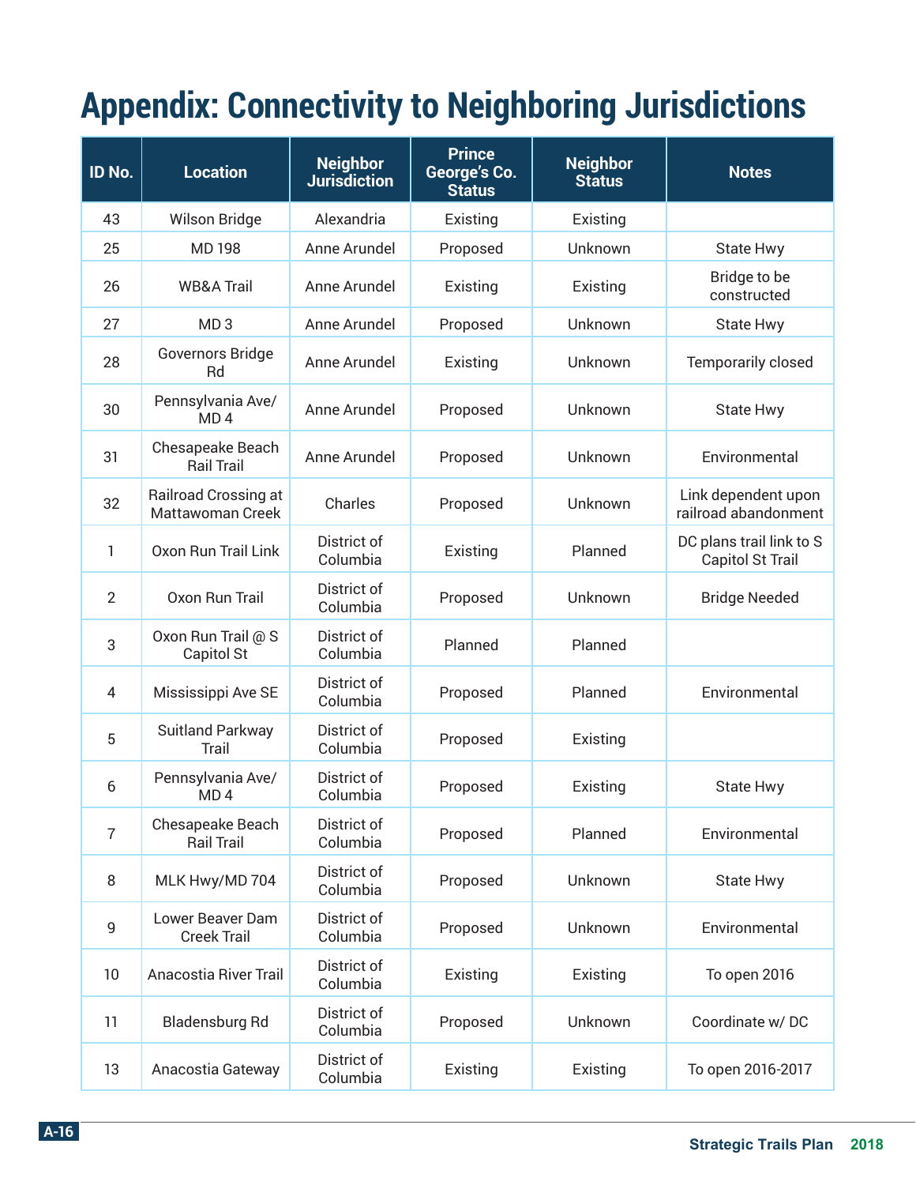# Appendix: Connectivity to Neighboring Jurisdictions

| ID No. | Location | Neighbor Jurisdiction | Prince George's Co. Status | Neighbor Status | Notes |
|---|---|---|---|---|---|
| 43 | Wilson Bridge | Alexandria | Existing | Existing | |
| 25 | MD 198 | Anne Arundel | Proposed | Unknown | State Hwy |
| 26 | WB&A Trail | Anne Arundel | Existing | Existing | Bridge to be constructed |
| 27 | MD 3 | Anne Arundel | Proposed | Unknown | State Hwy |
| 28 | Governors Bridge Rd | Anne Arundel | Existing | Unknown | Temporarily closed |
| 30 | Pennsylvania Ave/ MD 4 | Anne Arundel | Proposed | Unknown | State Hwy |
| 31 | Chesapeake Beach Rail Trail | Anne Arundel | Proposed | Unknown | Environmental |
| 32 | Railroad Crossing at Mattawoman Creek | Charles | Proposed | Unknown | Link dependent upon railroad abandonment |
| 1 | Oxon Run Trail Link | District of Columbia | Existing | Planned | DC plans trail link to S Capitol St Trail |
| 2 | Oxon Run Trail | District of Columbia | Proposed | Unknown | Bridge Needed |
| 3 | Oxon Run Trail @ S Capitol St | District of Columbia | Planned | Planned | |
| 4 | Mississippi Ave SE | District of Columbia | Proposed | Planned | Environmental |
| 5 | Suitland Parkway Trail | District of Columbia | Proposed | Existing | |
| 6 | Pennsylvania Ave/ MD 4 | District of Columbia | Proposed | Existing | State Hwy |
| 7 | Chesapeake Beach Rail Trail | District of Columbia | Proposed | Planned | Environmental |
| 8 | MLK Hwy/MD 704 | District of Columbia | Proposed | Unknown | State Hwy |
| 9 | Lower Beaver Dam Creek Trail | District of Columbia | Proposed | Unknown | Environmental |
| 10 | Anacostia River Trail | District of Columbia | Existing | Existing | To open 2016 |
| 11 | Bladensburg Rd | District of Columbia | Proposed | Unknown | Coordinate w/ DC |
| 13 | Anacostia Gateway | District of Columbia | Existing | Existing | To open 2016-2017 |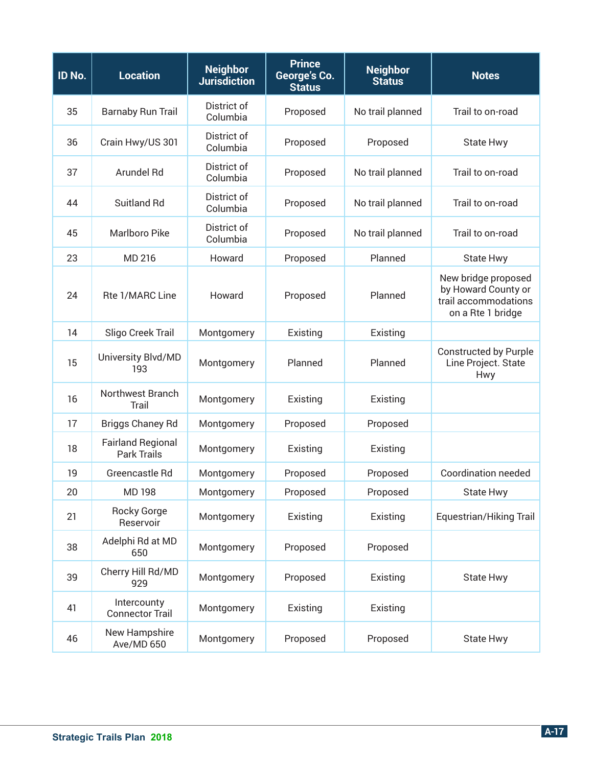| ID No. | Location | Neighbor Jurisdiction | Prince George's Co. Status | Neighbor Status | Notes |
|---|---|---|---|---|---|
| 35 | Barnaby Run Trail | District of Columbia | Proposed | No trail planned | Trail to on-road |
| 36 | Crain Hwy/US 301 | District of Columbia | Proposed | Proposed | State Hwy |
| 37 | Arundel Rd | District of Columbia | Proposed | No trail planned | Trail to on-road |
| 44 | Suitland Rd | District of Columbia | Proposed | No trail planned | Trail to on-road |
| 45 | Marlboro Pike | District of Columbia | Proposed | No trail planned | Trail to on-road |
| 23 | MD 216 | Howard | Proposed | Planned | State Hwy |
| 24 | Rte 1/MARC Line | Howard | Proposed | Planned | New bridge proposed by Howard County or trail accommodations on a Rte 1 bridge |
| 14 | Sligo Creek Trail | Montgomery | Existing | Existing | |
| 15 | University Blvd/MD 193 | Montgomery | Planned | Planned | Constructed by Purple Line Project. State Hwy |
| 16 | Northwest Branch Trail | Montgomery | Existing | Existing | |
| 17 | Briggs Chaney Rd | Montgomery | Proposed | Proposed | |
| 18 | Fairland Regional Park Trails | Montgomery | Existing | Existing | |
| 19 | Greencastle Rd | Montgomery | Proposed | Proposed | Coordination needed |
| 20 | MD 198 | Montgomery | Proposed | Proposed | State Hwy |
| 21 | Rocky Gorge Reservoir | Montgomery | Existing | Existing | Equestrian/Hiking Trail |
| 38 | Adelphi Rd at MD 650 | Montgomery | Proposed | Proposed | |
| 39 | Cherry Hill Rd/MD 929 | Montgomery | Proposed | Existing | State Hwy |
| 41 | Intercounty Connector Trail | Montgomery | Existing | Existing | |
| 46 | New Hampshire Ave/MD 650 | Montgomery | Proposed | Proposed | State Hwy |